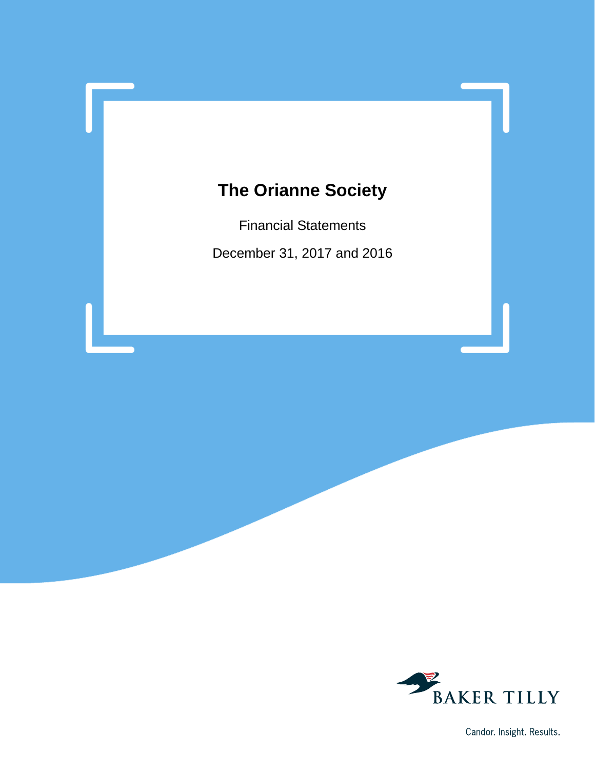# The Orianne Society

Financial Statements

December 31, 2017 and 2016

BAKER TILLY

Candor. Insight. Results.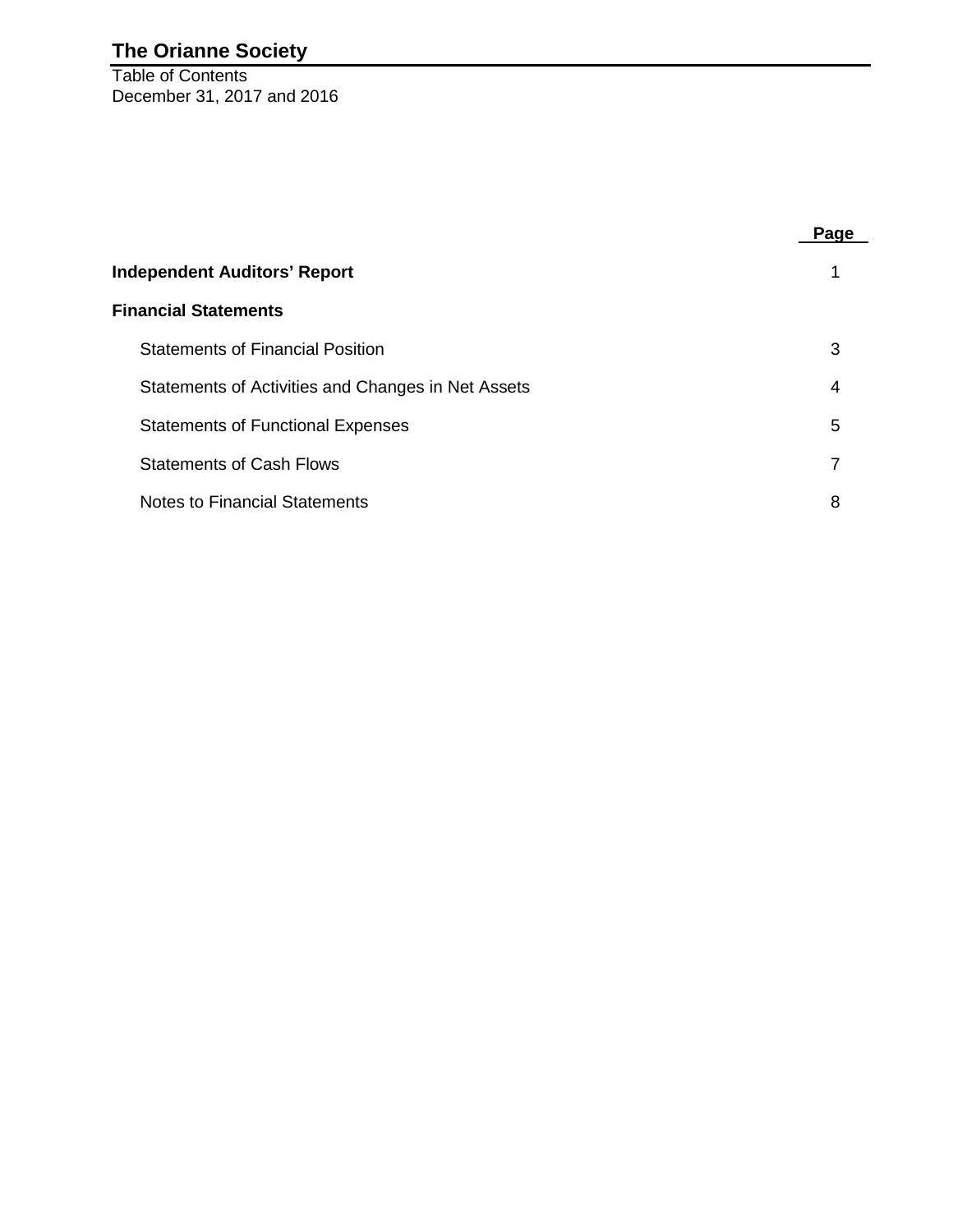# The Orianne Society

Table of Contents
December 31, 2017 and 2016

| | Page |
|---|---|
| **Independent Auditors' Report** | 1 |
| **Financial Statements** | |
| Statements of Financial Position | 3 |
| Statements of Activities and Changes in Net Assets | 4 |
| Statements of Functional Expenses | 5 |
| Statements of Cash Flows | 7 |
| Notes to Financial Statements | 8 |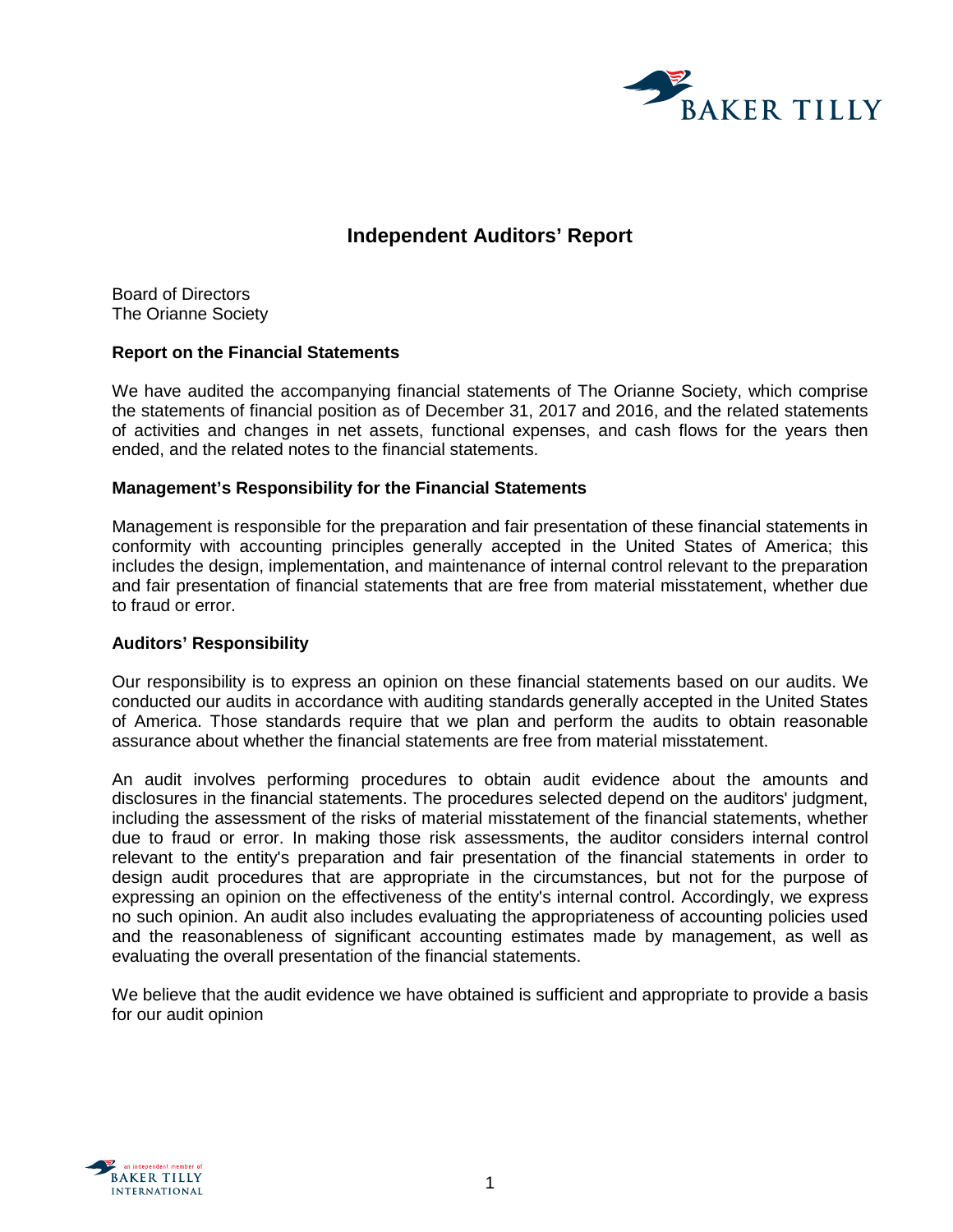# Independent Auditors' Report

Board of Directors
The Orianne Society

## Report on the Financial Statements

We have audited the accompanying financial statements of The Orianne Society, which comprise the statements of financial position as of December 31, 2017 and 2016, and the related statements of activities and changes in net assets, functional expenses, and cash flows for the years then ended, and the related notes to the financial statements.

## Management's Responsibility for the Financial Statements

Management is responsible for the preparation and fair presentation of these financial statements in conformity with accounting principles generally accepted in the United States of America; this includes the design, implementation, and maintenance of internal control relevant to the preparation and fair presentation of financial statements that are free from material misstatement, whether due to fraud or error.

## Auditors' Responsibility

Our responsibility is to express an opinion on these financial statements based on our audits. We conducted our audits in accordance with auditing standards generally accepted in the United States of America. Those standards require that we plan and perform the audits to obtain reasonable assurance about whether the financial statements are free from material misstatement.

An audit involves performing procedures to obtain audit evidence about the amounts and disclosures in the financial statements. The procedures selected depend on the auditors' judgment, including the assessment of the risks of material misstatement of the financial statements, whether due to fraud or error. In making those risk assessments, the auditor considers internal control relevant to the entity's preparation and fair presentation of the financial statements in order to design audit procedures that are appropriate in the circumstances, but not for the purpose of expressing an opinion on the effectiveness of the entity's internal control. Accordingly, we express no such opinion. An audit also includes evaluating the appropriateness of accounting policies used and the reasonableness of significant accounting estimates made by management, as well as evaluating the overall presentation of the financial statements.

We believe that the audit evidence we have obtained is sufficient and appropriate to provide a basis for our audit opinion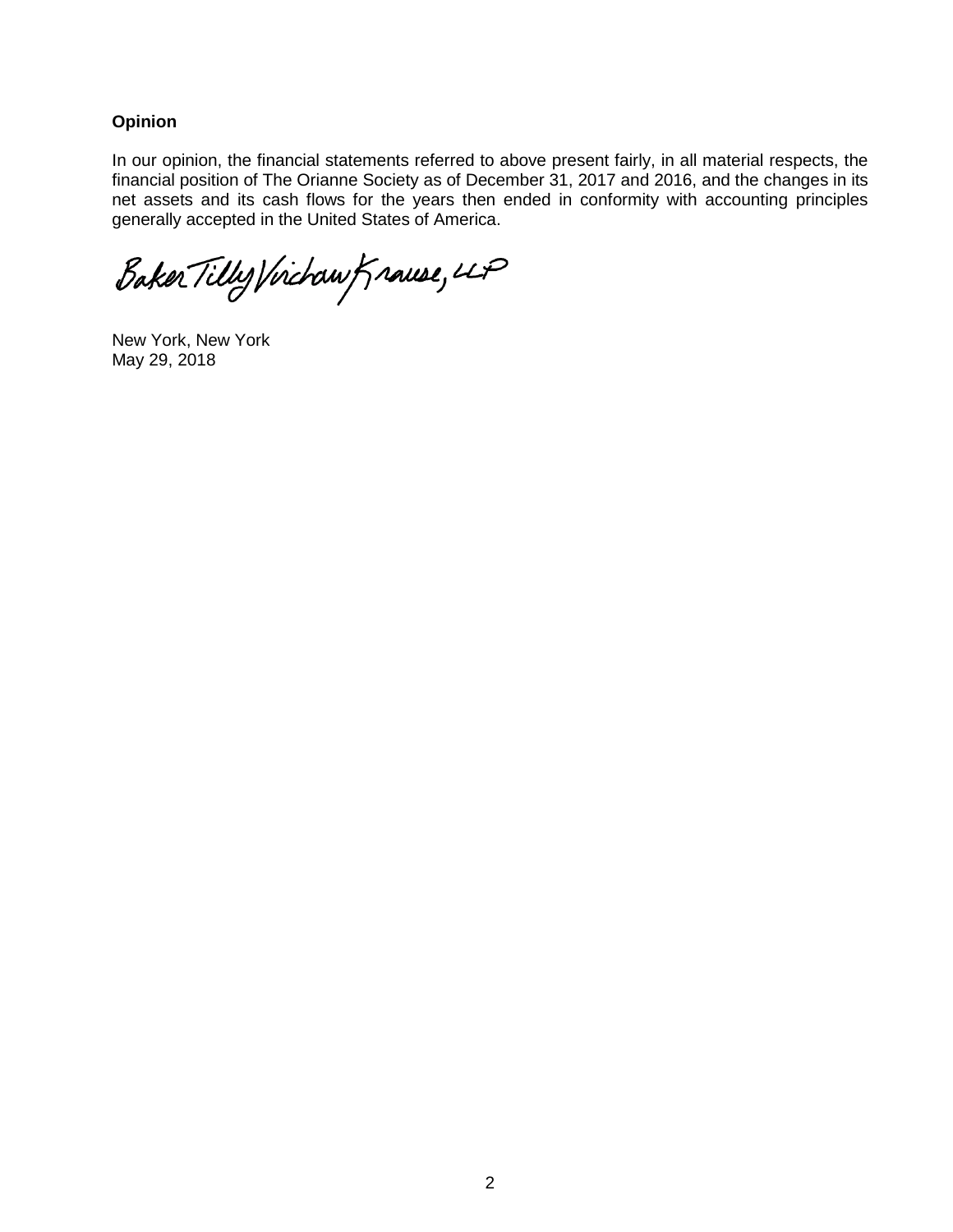**Opinion**

In our opinion, the financial statements referred to above present fairly, in all material respects, the financial position of The Orianne Society as of December 31, 2017 and 2016, and the changes in its net assets and its cash flows for the years then ended in conformity with accounting principles generally accepted in the United States of America.

Baker Tilly Virchow Krause, LLP

New York, New York
May 29, 2018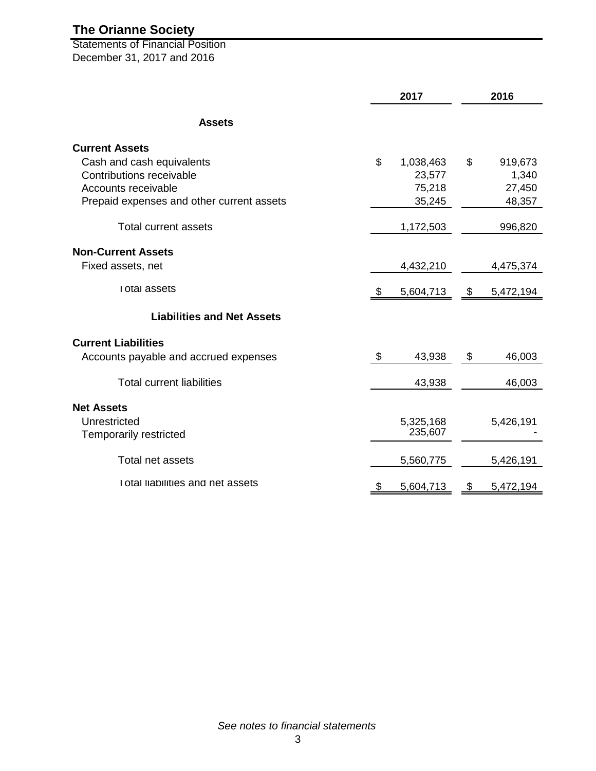# The Orianne Society

Statements of Financial Position
December 31, 2017 and 2016

| | 2017 | 2016 |
|---|---|---|
| **Assets** | | |
| **Current Assets** | | |
| Cash and cash equivalents | $ 1,038,463 | $ 919,673 |
| Contributions receivable | 23,577 | 1,340 |
| Accounts receivable | 75,218 | 27,450 |
| Prepaid expenses and other current assets | 35,245 | 48,357 |
| Total current assets | 1,172,503 | 996,820 |
| **Non-Current Assets** | | |
| Fixed assets, net | 4,432,210 | 4,475,374 |
| Total assets | $ 5,604,713 | $ 5,472,194 |
| **Liabilities and Net Assets** | | |
| **Current Liabilities** | | |
| Accounts payable and accrued expenses | $ 43,938 | $ 46,003 |
| Total current liabilities | 43,938 | 46,003 |
| **Net Assets** | | |
| Unrestricted | 5,325,168 | 5,426,191 |
| Temporarily restricted | 235,607 | - |
| Total net assets | 5,560,775 | 5,426,191 |
| Total liabilities and net assets | $ 5,604,713 | $ 5,472,194 |

*See notes to financial statements*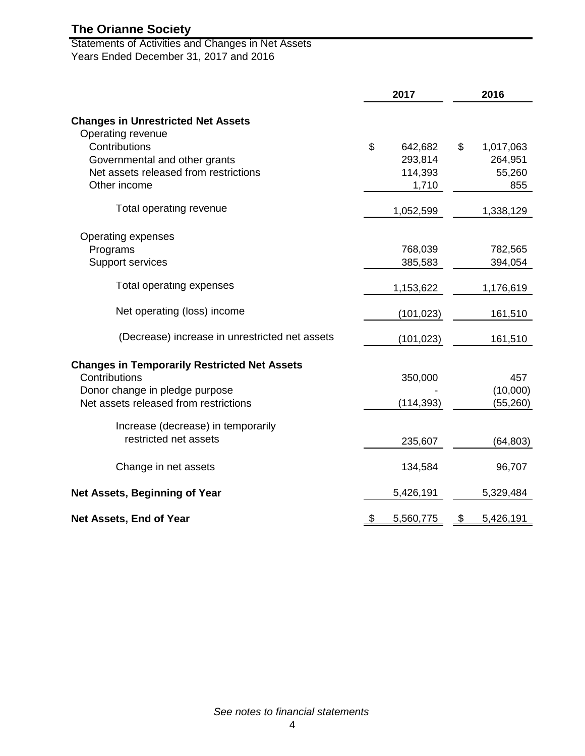# The Orianne Society

Statements of Activities and Changes in Net Assets
Years Ended December 31, 2017 and 2016

| | 2017 | 2016 |
|---|---|---|
| **Changes in Unrestricted Net Assets** | | |
| Operating revenue | | |
| Contributions | $ 642,682 | $ 1,017,063 |
| Governmental and other grants | 293,814 | 264,951 |
| Net assets released from restrictions | 114,393 | 55,260 |
| Other income | 1,710 | 855 |
| Total operating revenue | 1,052,599 | 1,338,129 |
| Operating expenses | | |
| Programs | 768,039 | 782,565 |
| Support services | 385,583 | 394,054 |
| Total operating expenses | 1,153,622 | 1,176,619 |
| Net operating (loss) income | (101,023) | 161,510 |
| (Decrease) increase in unrestricted net assets | (101,023) | 161,510 |
| **Changes in Temporarily Restricted Net Assets** | | |
| Contributions | 350,000 | 457 |
| Donor change in pledge purpose | - | (10,000) |
| Net assets released from restrictions | (114,393) | (55,260) |
| Increase (decrease) in temporarily restricted net assets | 235,607 | (64,803) |
| Change in net assets | 134,584 | 96,707 |
| **Net Assets, Beginning of Year** | 5,426,191 | 5,329,484 |
| **Net Assets, End of Year** | $ 5,560,775 | $ 5,426,191 |

*See notes to financial statements*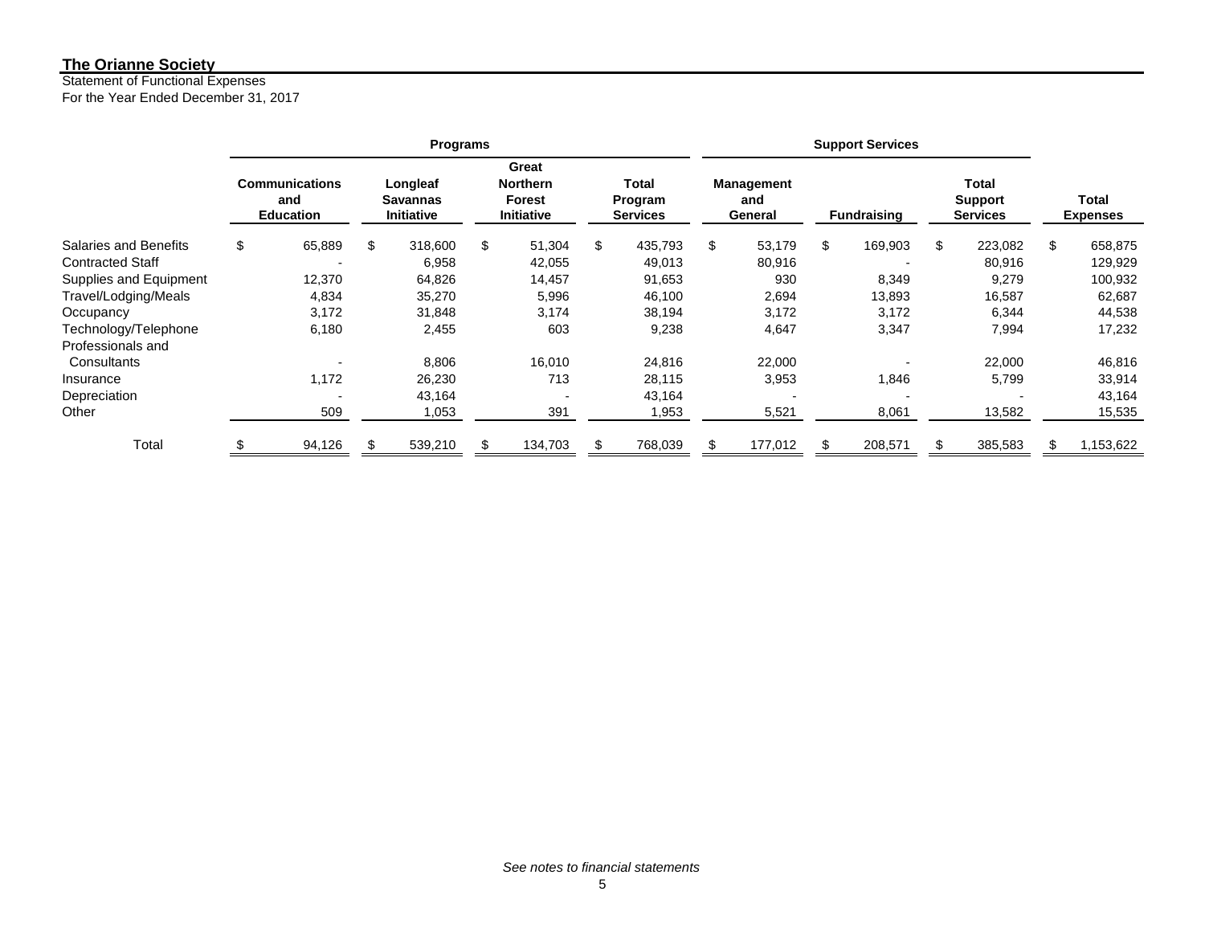**The Orianne Society**

Statement of Functional Expenses

For the Year Ended December 31, 2017

| | Programs | | | | Support Services | | | |
|---|---|---|---|---|---|---|---|---|
| | Communications and Education | Longleaf Savannas Initiative | Great Northern Forest Initiative | Total Program Services | Management and General | Fundraising | Total Support Services | Total Expenses |
| Salaries and Benefits | $ 65,889 | $ 318,600 | $ 51,304 | $ 435,793 | $ 53,179 | $ 169,903 | $ 223,082 | $ 658,875 |
| Contracted Staff | - | 6,958 | 42,055 | 49,013 | 80,916 | - | 80,916 | 129,929 |
| Supplies and Equipment | 12,370 | 64,826 | 14,457 | 91,653 | 930 | 8,349 | 9,279 | 100,932 |
| Travel/Lodging/Meals | 4,834 | 35,270 | 5,996 | 46,100 | 2,694 | 13,893 | 16,587 | 62,687 |
| Occupancy | 3,172 | 31,848 | 3,174 | 38,194 | 3,172 | 3,172 | 6,344 | 44,538 |
| Technology/Telephone | 6,180 | 2,455 | 603 | 9,238 | 4,647 | 3,347 | 7,994 | 17,232 |
| Professionals and Consultants | - | 8,806 | 16,010 | 24,816 | 22,000 | - | 22,000 | 46,816 |
| Insurance | 1,172 | 26,230 | 713 | 28,115 | 3,953 | 1,846 | 5,799 | 33,914 |
| Depreciation | - | 43,164 | - | 43,164 | - | - | - | 43,164 |
| Other | 509 | 1,053 | 391 | 1,953 | 5,521 | 8,061 | 13,582 | 15,535 |
| Total | $ 94,126 | $ 539,210 | $ 134,703 | $ 768,039 | $ 177,012 | $ 208,571 | $ 385,583 | $ 1,153,622 |

*See notes to financial statements*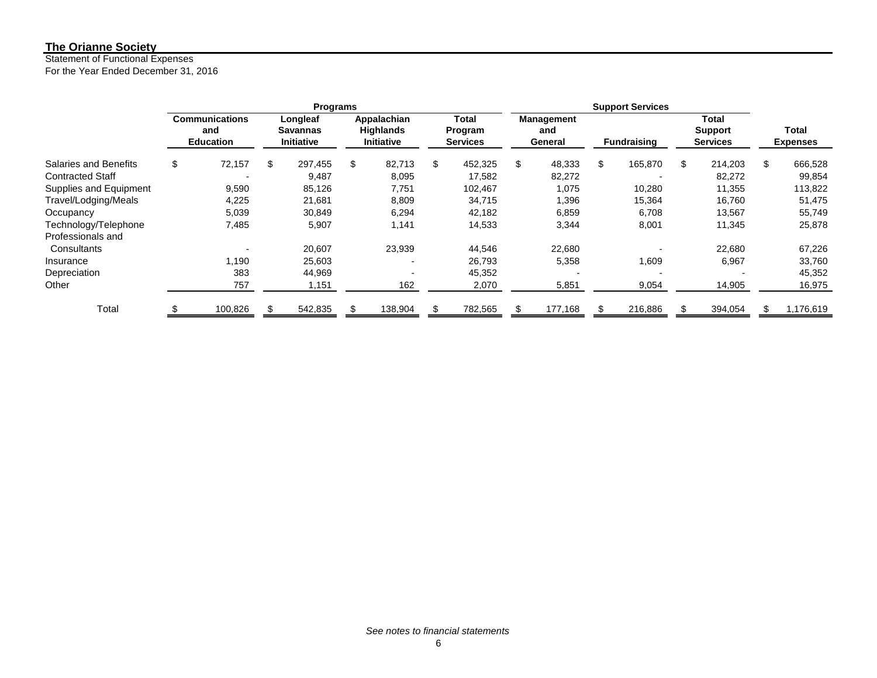**The Orianne Society**

Statement of Functional Expenses

For the Year Ended December 31, 2016

| | Programs | | | | Support Services | | | |
|---|---|---|---|---|---|---|---|---|
| | Communications and Education | Longleaf Savannas Initiative | Appalachian Highlands Initiative | Total Program Services | Management and General | Fundraising | Total Support Services | Total Expenses |
| Salaries and Benefits | $ 72,157 | $ 297,455 | $ 82,713 | $ 452,325 | $ 48,333 | $ 165,870 | $ 214,203 | $ 666,528 |
| Contracted Staff | - | 9,487 | 8,095 | 17,582 | 82,272 | - | 82,272 | 99,854 |
| Supplies and Equipment | 9,590 | 85,126 | 7,751 | 102,467 | 1,075 | 10,280 | 11,355 | 113,822 |
| Travel/Lodging/Meals | 4,225 | 21,681 | 8,809 | 34,715 | 1,396 | 15,364 | 16,760 | 51,475 |
| Occupancy | 5,039 | 30,849 | 6,294 | 42,182 | 6,859 | 6,708 | 13,567 | 55,749 |
| Technology/Telephone | 7,485 | 5,907 | 1,141 | 14,533 | 3,344 | 8,001 | 11,345 | 25,878 |
| Professionals and Consultants | - | 20,607 | 23,939 | 44,546 | 22,680 | - | 22,680 | 67,226 |
| Insurance | 1,190 | 25,603 | - | 26,793 | 5,358 | 1,609 | 6,967 | 33,760 |
| Depreciation | 383 | 44,969 | - | 45,352 | - | - | - | 45,352 |
| Other | 757 | 1,151 | 162 | 2,070 | 5,851 | 9,054 | 14,905 | 16,975 |
| Total | $ 100,826 | $ 542,835 | $ 138,904 | $ 782,565 | $ 177,168 | $ 216,886 | $ 394,054 | $ 1,176,619 |

*See notes to financial statements*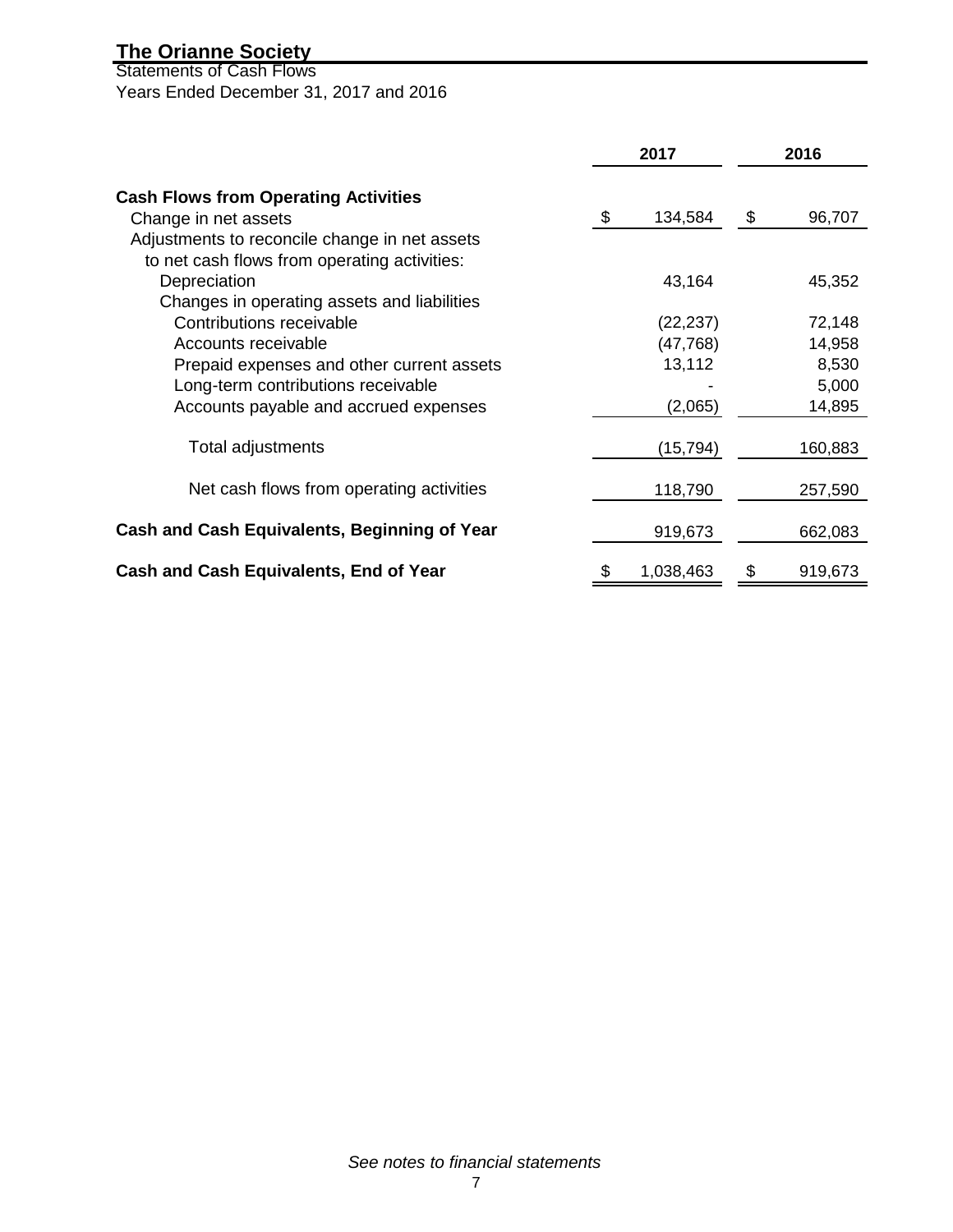# The Orianne Society

Statements of Cash Flows
Years Ended December 31, 2017 and 2016

| | 2017 | 2016 |
|---|---|---|
| **Cash Flows from Operating Activities** | | |
| Change in net assets | $ 134,584 | $ 96,707 |
| Adjustments to reconcile change in net assets to net cash flows from operating activities: | | |
| Depreciation | 43,164 | 45,352 |
| Changes in operating assets and liabilities | | |
| Contributions receivable | (22,237) | 72,148 |
| Accounts receivable | (47,768) | 14,958 |
| Prepaid expenses and other current assets | 13,112 | 8,530 |
| Long-term contributions receivable | - | 5,000 |
| Accounts payable and accrued expenses | (2,065) | 14,895 |
| Total adjustments | (15,794) | 160,883 |
| Net cash flows from operating activities | 118,790 | 257,590 |
| **Cash and Cash Equivalents, Beginning of Year** | 919,673 | 662,083 |
| **Cash and Cash Equivalents, End of Year** | $ 1,038,463 | $ 919,673 |

*See notes to financial statements*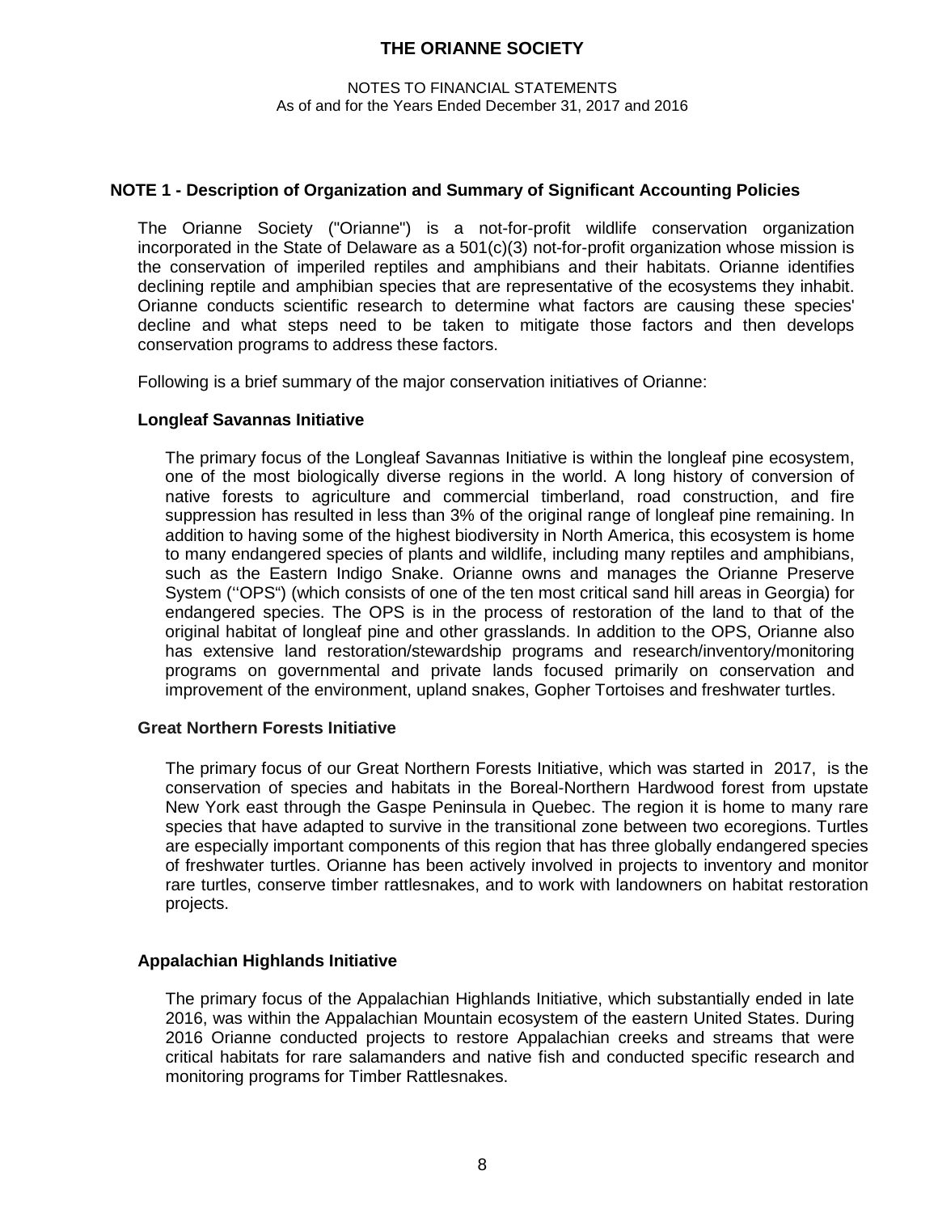## NOTE 1 - Description of Organization and Summary of Significant Accounting Policies

The Orianne Society ("Orianne") is a not-for-profit wildlife conservation organization incorporated in the State of Delaware as a 501(c)(3) not-for-profit organization whose mission is the conservation of imperiled reptiles and amphibians and their habitats. Orianne identifies declining reptile and amphibian species that are representative of the ecosystems they inhabit. Orianne conducts scientific research to determine what factors are causing these species' decline and what steps need to be taken to mitigate those factors and then develops conservation programs to address these factors.

Following is a brief summary of the major conservation initiatives of Orianne:

### Longleaf Savannas Initiative

The primary focus of the Longleaf Savannas Initiative is within the longleaf pine ecosystem, one of the most biologically diverse regions in the world. A long history of conversion of native forests to agriculture and commercial timberland, road construction, and fire suppression has resulted in less than 3% of the original range of longleaf pine remaining. In addition to having some of the highest biodiversity in North America, this ecosystem is home to many endangered species of plants and wildlife, including many reptiles and amphibians, such as the Eastern Indigo Snake. Orianne owns and manages the Orianne Preserve System (''OPS") (which consists of one of the ten most critical sand hill areas in Georgia) for endangered species. The OPS is in the process of restoration of the land to that of the original habitat of longleaf pine and other grasslands. In addition to the OPS, Orianne also has extensive land restoration/stewardship programs and research/inventory/monitoring programs on governmental and private lands focused primarily on conservation and improvement of the environment, upland snakes, Gopher Tortoises and freshwater turtles.

### Great Northern Forests Initiative

The primary focus of our Great Northern Forests Initiative, which was started in 2017, is the conservation of species and habitats in the Boreal-Northern Hardwood forest from upstate New York east through the Gaspe Peninsula in Quebec. The region it is home to many rare species that have adapted to survive in the transitional zone between two ecoregions. Turtles are especially important components of this region that has three globally endangered species of freshwater turtles. Orianne has been actively involved in projects to inventory and monitor rare turtles, conserve timber rattlesnakes, and to work with landowners on habitat restoration projects.

### Appalachian Highlands Initiative

The primary focus of the Appalachian Highlands Initiative, which substantially ended in late 2016, was within the Appalachian Mountain ecosystem of the eastern United States. During 2016 Orianne conducted projects to restore Appalachian creeks and streams that were critical habitats for rare salamanders and native fish and conducted specific research and monitoring programs for Timber Rattlesnakes.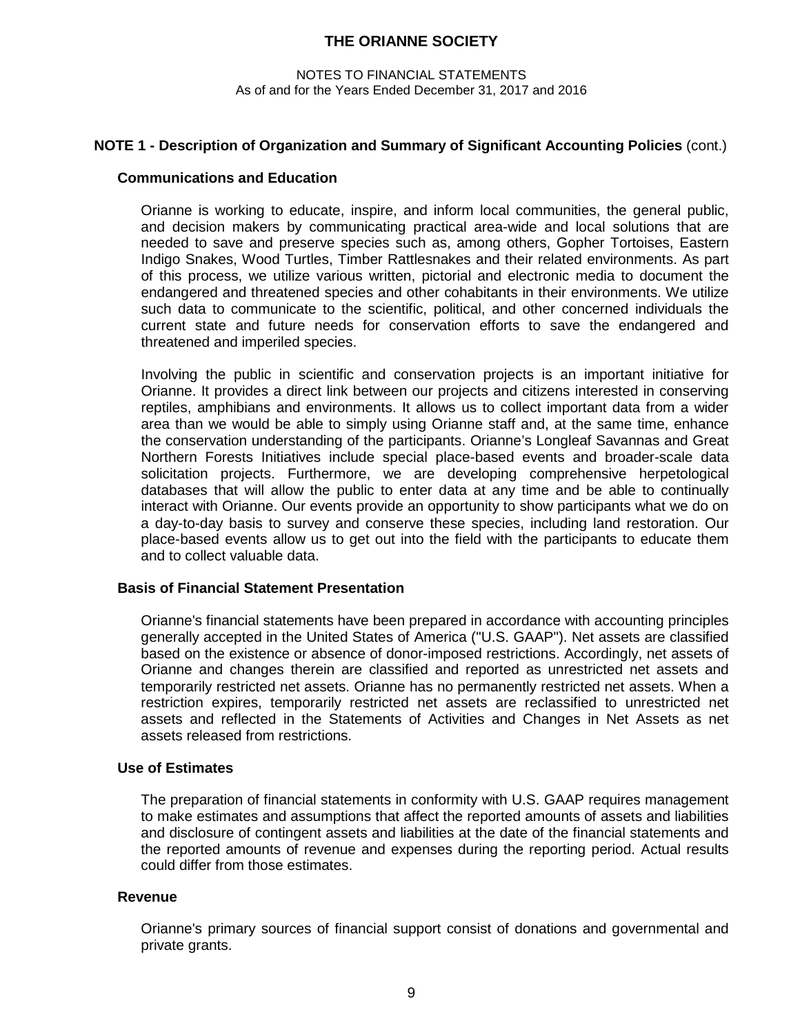# THE ORIANNE SOCIETY

NOTES TO FINANCIAL STATEMENTS
As of and for the Years Ended December 31, 2017 and 2016

## NOTE 1 - Description of Organization and Summary of Significant Accounting Policies (cont.)

### Communications and Education

Orianne is working to educate, inspire, and inform local communities, the general public, and decision makers by communicating practical area-wide and local solutions that are needed to save and preserve species such as, among others, Gopher Tortoises, Eastern Indigo Snakes, Wood Turtles, Timber Rattlesnakes and their related environments. As part of this process, we utilize various written, pictorial and electronic media to document the endangered and threatened species and other cohabitants in their environments. We utilize such data to communicate to the scientific, political, and other concerned individuals the current state and future needs for conservation efforts to save the endangered and threatened and imperiled species.

Involving the public in scientific and conservation projects is an important initiative for Orianne. It provides a direct link between our projects and citizens interested in conserving reptiles, amphibians and environments. It allows us to collect important data from a wider area than we would be able to simply using Orianne staff and, at the same time, enhance the conservation understanding of the participants. Orianne's Longleaf Savannas and Great Northern Forests Initiatives include special place-based events and broader-scale data solicitation projects. Furthermore, we are developing comprehensive herpetological databases that will allow the public to enter data at any time and be able to continually interact with Orianne. Our events provide an opportunity to show participants what we do on a day-to-day basis to survey and conserve these species, including land restoration. Our place-based events allow us to get out into the field with the participants to educate them and to collect valuable data.

### Basis of Financial Statement Presentation

Orianne's financial statements have been prepared in accordance with accounting principles generally accepted in the United States of America ("U.S. GAAP"). Net assets are classified based on the existence or absence of donor-imposed restrictions. Accordingly, net assets of Orianne and changes therein are classified and reported as unrestricted net assets and temporarily restricted net assets. Orianne has no permanently restricted net assets. When a restriction expires, temporarily restricted net assets are reclassified to unrestricted net assets and reflected in the Statements of Activities and Changes in Net Assets as net assets released from restrictions.

### Use of Estimates

The preparation of financial statements in conformity with U.S. GAAP requires management to make estimates and assumptions that affect the reported amounts of assets and liabilities and disclosure of contingent assets and liabilities at the date of the financial statements and the reported amounts of revenue and expenses during the reporting period. Actual results could differ from those estimates.

### Revenue

Orianne's primary sources of financial support consist of donations and governmental and private grants.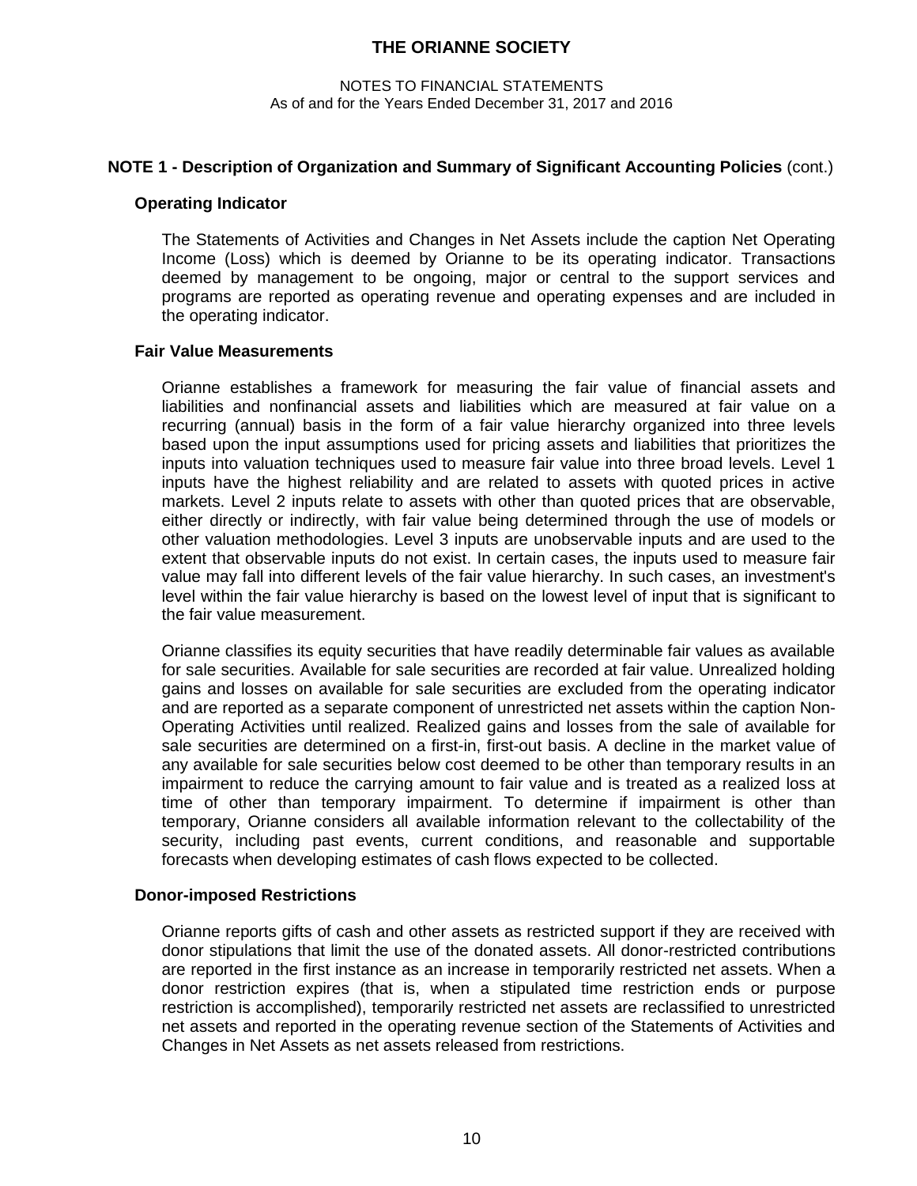# THE ORIANNE SOCIETY

NOTES TO FINANCIAL STATEMENTS
As of and for the Years Ended December 31, 2017 and 2016

## NOTE 1 - Description of Organization and Summary of Significant Accounting Policies (cont.)

### Operating Indicator

The Statements of Activities and Changes in Net Assets include the caption Net Operating Income (Loss) which is deemed by Orianne to be its operating indicator. Transactions deemed by management to be ongoing, major or central to the support services and programs are reported as operating revenue and operating expenses and are included in the operating indicator.

### Fair Value Measurements

Orianne establishes a framework for measuring the fair value of financial assets and liabilities and nonfinancial assets and liabilities which are measured at fair value on a recurring (annual) basis in the form of a fair value hierarchy organized into three levels based upon the input assumptions used for pricing assets and liabilities that prioritizes the inputs into valuation techniques used to measure fair value into three broad levels. Level 1 inputs have the highest reliability and are related to assets with quoted prices in active markets. Level 2 inputs relate to assets with other than quoted prices that are observable, either directly or indirectly, with fair value being determined through the use of models or other valuation methodologies. Level 3 inputs are unobservable inputs and are used to the extent that observable inputs do not exist. In certain cases, the inputs used to measure fair value may fall into different levels of the fair value hierarchy. In such cases, an investment's level within the fair value hierarchy is based on the lowest level of input that is significant to the fair value measurement.

Orianne classifies its equity securities that have readily determinable fair values as available for sale securities. Available for sale securities are recorded at fair value. Unrealized holding gains and losses on available for sale securities are excluded from the operating indicator and are reported as a separate component of unrestricted net assets within the caption Non-Operating Activities until realized. Realized gains and losses from the sale of available for sale securities are determined on a first-in, first-out basis. A decline in the market value of any available for sale securities below cost deemed to be other than temporary results in an impairment to reduce the carrying amount to fair value and is treated as a realized loss at time of other than temporary impairment. To determine if impairment is other than temporary, Orianne considers all available information relevant to the collectability of the security, including past events, current conditions, and reasonable and supportable forecasts when developing estimates of cash flows expected to be collected.

### Donor-imposed Restrictions

Orianne reports gifts of cash and other assets as restricted support if they are received with donor stipulations that limit the use of the donated assets. All donor-restricted contributions are reported in the first instance as an increase in temporarily restricted net assets. When a donor restriction expires (that is, when a stipulated time restriction ends or purpose restriction is accomplished), temporarily restricted net assets are reclassified to unrestricted net assets and reported in the operating revenue section of the Statements of Activities and Changes in Net Assets as net assets released from restrictions.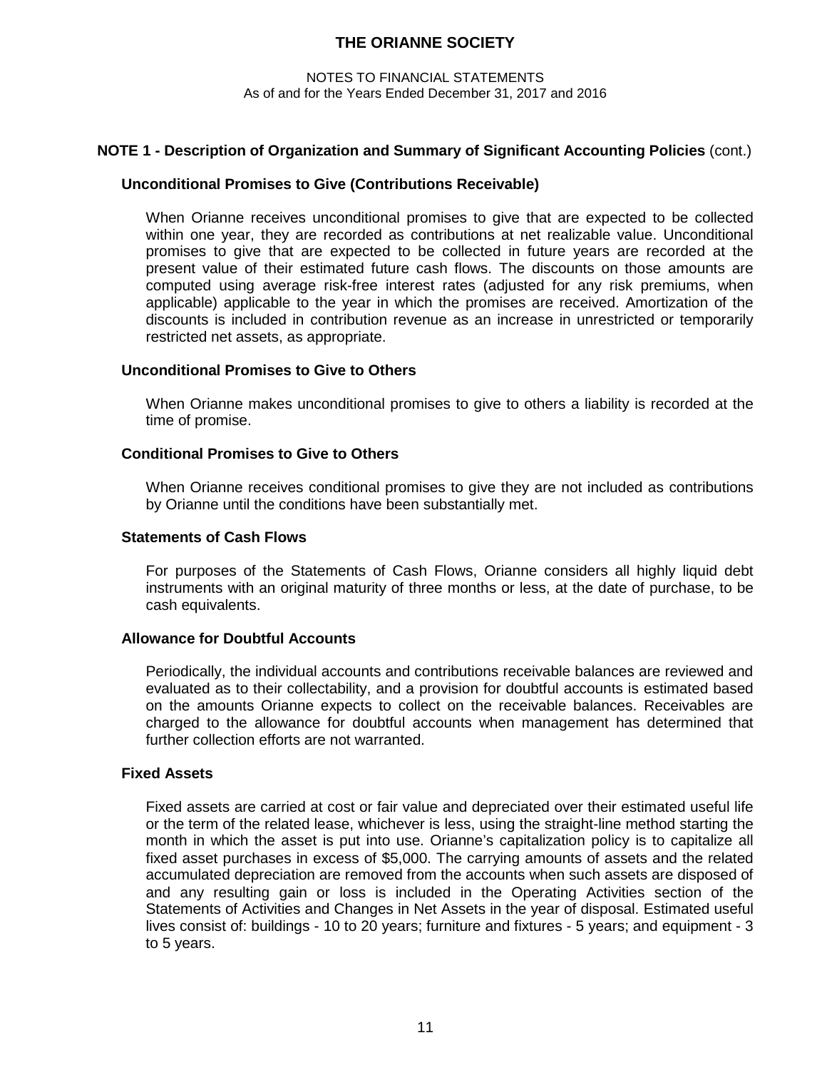# THE ORIANNE SOCIETY

NOTES TO FINANCIAL STATEMENTS
As of and for the Years Ended December 31, 2017 and 2016

## NOTE 1 - Description of Organization and Summary of Significant Accounting Policies (cont.)

### Unconditional Promises to Give (Contributions Receivable)

When Orianne receives unconditional promises to give that are expected to be collected within one year, they are recorded as contributions at net realizable value. Unconditional promises to give that are expected to be collected in future years are recorded at the present value of their estimated future cash flows. The discounts on those amounts are computed using average risk-free interest rates (adjusted for any risk premiums, when applicable) applicable to the year in which the promises are received. Amortization of the discounts is included in contribution revenue as an increase in unrestricted or temporarily restricted net assets, as appropriate.

### Unconditional Promises to Give to Others

When Orianne makes unconditional promises to give to others a liability is recorded at the time of promise.

### Conditional Promises to Give to Others

When Orianne receives conditional promises to give they are not included as contributions by Orianne until the conditions have been substantially met.

### Statements of Cash Flows

For purposes of the Statements of Cash Flows, Orianne considers all highly liquid debt instruments with an original maturity of three months or less, at the date of purchase, to be cash equivalents.

### Allowance for Doubtful Accounts

Periodically, the individual accounts and contributions receivable balances are reviewed and evaluated as to their collectability, and a provision for doubtful accounts is estimated based on the amounts Orianne expects to collect on the receivable balances. Receivables are charged to the allowance for doubtful accounts when management has determined that further collection efforts are not warranted.

### Fixed Assets

Fixed assets are carried at cost or fair value and depreciated over their estimated useful life or the term of the related lease, whichever is less, using the straight-line method starting the month in which the asset is put into use. Orianne's capitalization policy is to capitalize all fixed asset purchases in excess of $5,000. The carrying amounts of assets and the related accumulated depreciation are removed from the accounts when such assets are disposed of and any resulting gain or loss is included in the Operating Activities section of the Statements of Activities and Changes in Net Assets in the year of disposal. Estimated useful lives consist of: buildings - 10 to 20 years; furniture and fixtures - 5 years; and equipment - 3 to 5 years.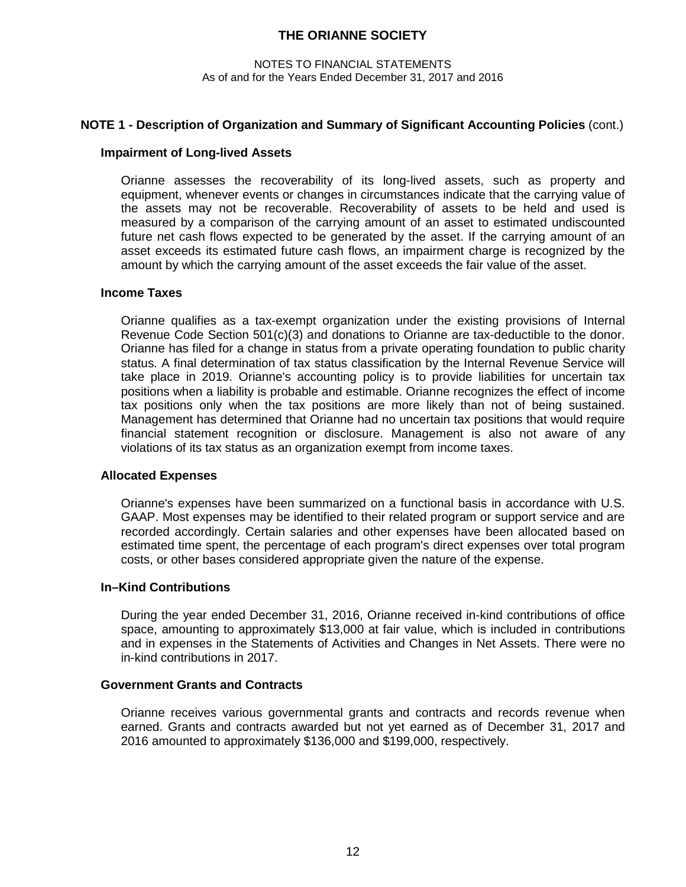**NOTE 1 - Description of Organization and Summary of Significant Accounting Policies** (cont.)

**Impairment of Long-lived Assets**

Orianne assesses the recoverability of its long-lived assets, such as property and equipment, whenever events or changes in circumstances indicate that the carrying value of the assets may not be recoverable. Recoverability of assets to be held and used is measured by a comparison of the carrying amount of an asset to estimated undiscounted future net cash flows expected to be generated by the asset. If the carrying amount of an asset exceeds its estimated future cash flows, an impairment charge is recognized by the amount by which the carrying amount of the asset exceeds the fair value of the asset.

**Income Taxes**

Orianne qualifies as a tax-exempt organization under the existing provisions of Internal Revenue Code Section 501(c)(3) and donations to Orianne are tax-deductible to the donor. Orianne has filed for a change in status from a private operating foundation to public charity status. A final determination of tax status classification by the Internal Revenue Service will take place in 2019. Orianne's accounting policy is to provide liabilities for uncertain tax positions when a liability is probable and estimable. Orianne recognizes the effect of income tax positions only when the tax positions are more likely than not of being sustained. Management has determined that Orianne had no uncertain tax positions that would require financial statement recognition or disclosure. Management is also not aware of any violations of its tax status as an organization exempt from income taxes.

**Allocated Expenses**

Orianne's expenses have been summarized on a functional basis in accordance with U.S. GAAP. Most expenses may be identified to their related program or support service and are recorded accordingly. Certain salaries and other expenses have been allocated based on estimated time spent, the percentage of each program's direct expenses over total program costs, or other bases considered appropriate given the nature of the expense.

**In–Kind Contributions**

During the year ended December 31, 2016, Orianne received in-kind contributions of office space, amounting to approximately $13,000 at fair value, which is included in contributions and in expenses in the Statements of Activities and Changes in Net Assets. There were no in-kind contributions in 2017.

**Government Grants and Contracts**

Orianne receives various governmental grants and contracts and records revenue when earned. Grants and contracts awarded but not yet earned as of December 31, 2017 and 2016 amounted to approximately $136,000 and $199,000, respectively.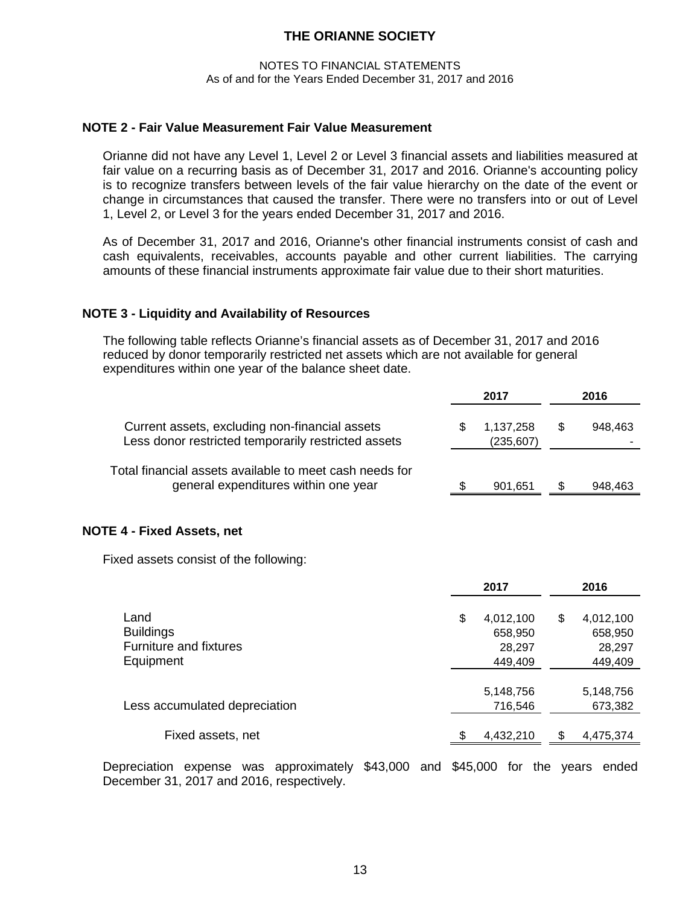# THE ORIANNE SOCIETY

NOTES TO FINANCIAL STATEMENTS
As of and for the Years Ended December 31, 2017 and 2016

## NOTE 2 - Fair Value Measurement Fair Value Measurement

Orianne did not have any Level 1, Level 2 or Level 3 financial assets and liabilities measured at fair value on a recurring basis as of December 31, 2017 and 2016. Orianne's accounting policy is to recognize transfers between levels of the fair value hierarchy on the date of the event or change in circumstances that caused the transfer. There were no transfers into or out of Level 1, Level 2, or Level 3 for the years ended December 31, 2017 and 2016.

As of December 31, 2017 and 2016, Orianne's other financial instruments consist of cash and cash equivalents, receivables, accounts payable and other current liabilities. The carrying amounts of these financial instruments approximate fair value due to their short maturities.

## NOTE 3 - Liquidity and Availability of Resources

The following table reflects Orianne's financial assets as of December 31, 2017 and 2016 reduced by donor temporarily restricted net assets which are not available for general expenditures within one year of the balance sheet date.

| | 2017 | 2016 |
|---|---|---|
| Current assets, excluding non-financial assets | $ 1,137,258 | $ 948,463 |
| Less donor restricted temporarily restricted assets | (235,607) | - |
| Total financial assets available to meet cash needs for general expenditures within one year | $ 901,651 | $ 948,463 |

## NOTE 4 - Fixed Assets, net

Fixed assets consist of the following:

| | 2017 | 2016 |
|---|---|---|
| Land | $ 4,012,100 | $ 4,012,100 |
| Buildings | 658,950 | 658,950 |
| Furniture and fixtures | 28,297 | 28,297 |
| Equipment | 449,409 | 449,409 |
| | 5,148,756 | 5,148,756 |
| Less accumulated depreciation | 716,546 | 673,382 |
| Fixed assets, net | $ 4,432,210 | $ 4,475,374 |

Depreciation expense was approximately $43,000 and $45,000 for the years ended December 31, 2017 and 2016, respectively.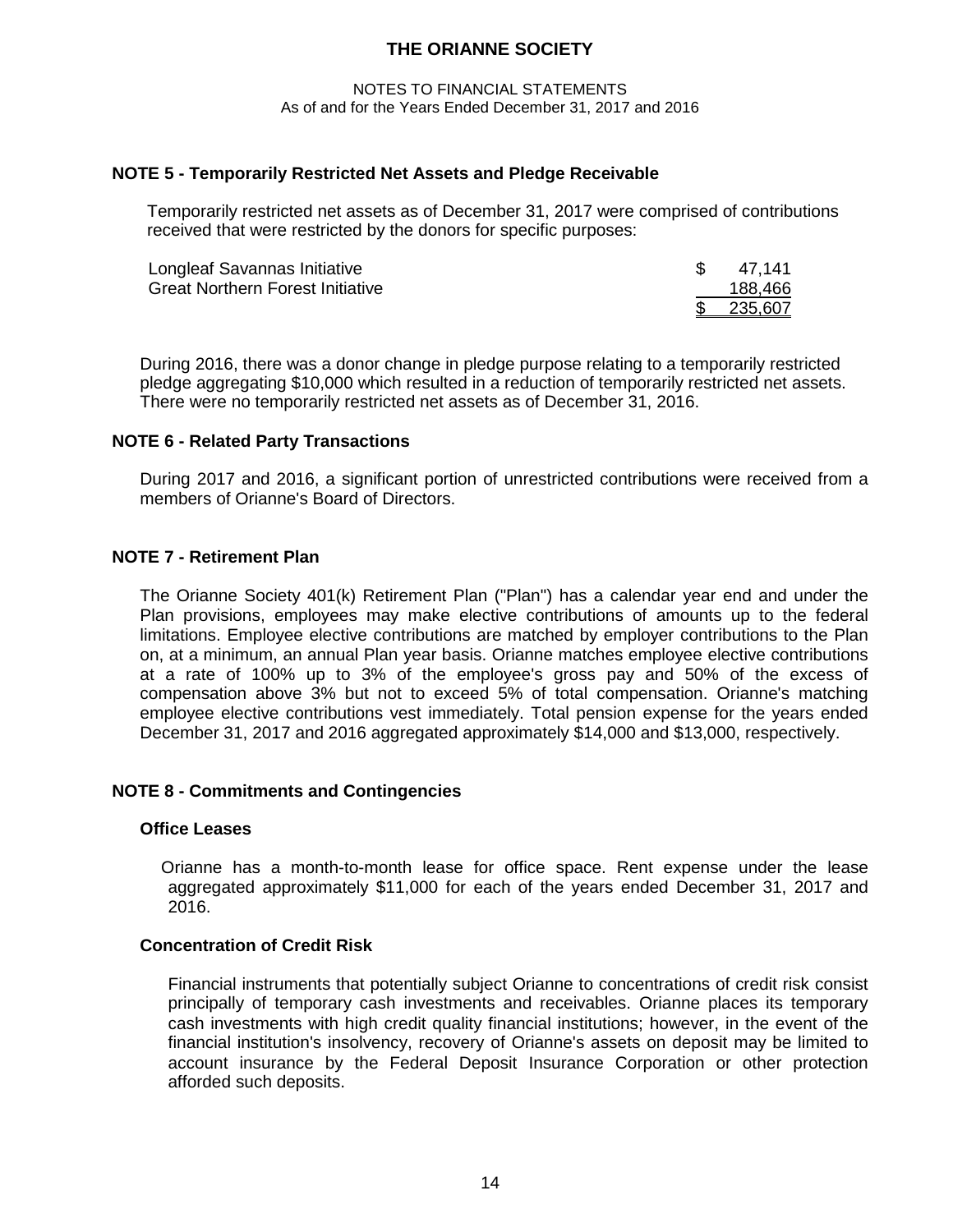# THE ORIANNE SOCIETY

NOTES TO FINANCIAL STATEMENTS
As of and for the Years Ended December 31, 2017 and 2016

## NOTE 5 - Temporarily Restricted Net Assets and Pledge Receivable

Temporarily restricted net assets as of December 31, 2017 were comprised of contributions received that were restricted by the donors for specific purposes:

| | |
|---|---|
| Longleaf Savannas Initiative | $ 47,141 |
| Great Northern Forest Initiative | 188,466 |
| | $ 235,607 |

During 2016, there was a donor change in pledge purpose relating to a temporarily restricted pledge aggregating $10,000 which resulted in a reduction of temporarily restricted net assets. There were no temporarily restricted net assets as of December 31, 2016.

## NOTE 6 - Related Party Transactions

During 2017 and 2016, a significant portion of unrestricted contributions were received from a members of Orianne's Board of Directors.

## NOTE 7 - Retirement Plan

The Orianne Society 401(k) Retirement Plan ("Plan") has a calendar year end and under the Plan provisions, employees may make elective contributions of amounts up to the federal limitations. Employee elective contributions are matched by employer contributions to the Plan on, at a minimum, an annual Plan year basis. Orianne matches employee elective contributions at a rate of 100% up to 3% of the employee's gross pay and 50% of the excess of compensation above 3% but not to exceed 5% of total compensation. Orianne's matching employee elective contributions vest immediately. Total pension expense for the years ended December 31, 2017 and 2016 aggregated approximately $14,000 and $13,000, respectively.

## NOTE 8 - Commitments and Contingencies

### Office Leases

Orianne has a month-to-month lease for office space. Rent expense under the lease aggregated approximately $11,000 for each of the years ended December 31, 2017 and 2016.

### Concentration of Credit Risk

Financial instruments that potentially subject Orianne to concentrations of credit risk consist principally of temporary cash investments and receivables. Orianne places its temporary cash investments with high credit quality financial institutions; however, in the event of the financial institution's insolvency, recovery of Orianne's assets on deposit may be limited to account insurance by the Federal Deposit Insurance Corporation or other protection afforded such deposits.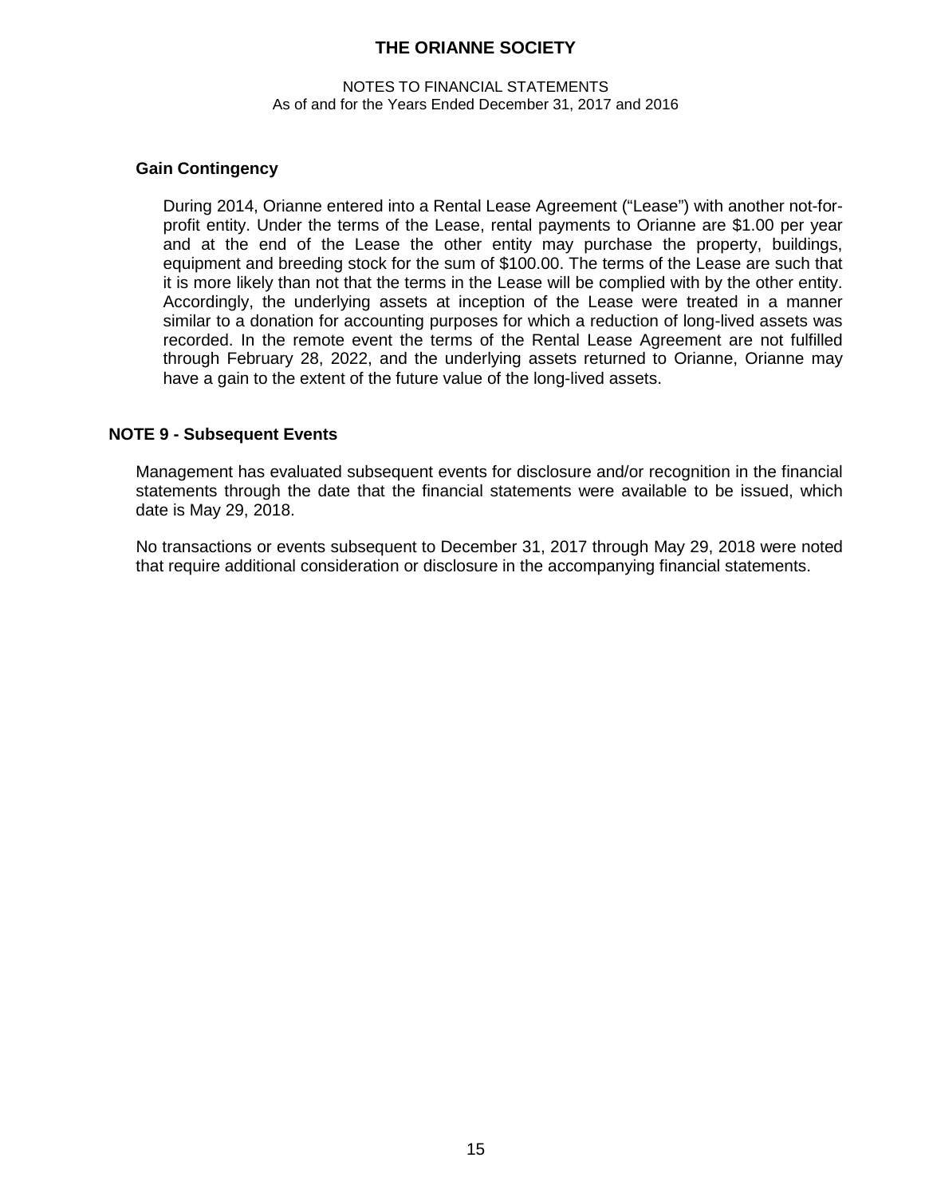### Gain Contingency

During 2014, Orianne entered into a Rental Lease Agreement ("Lease") with another not-for-profit entity. Under the terms of the Lease, rental payments to Orianne are $1.00 per year and at the end of the Lease the other entity may purchase the property, buildings, equipment and breeding stock for the sum of $100.00. The terms of the Lease are such that it is more likely than not that the terms in the Lease will be complied with by the other entity. Accordingly, the underlying assets at inception of the Lease were treated in a manner similar to a donation for accounting purposes for which a reduction of long-lived assets was recorded. In the remote event the terms of the Rental Lease Agreement are not fulfilled through February 28, 2022, and the underlying assets returned to Orianne, Orianne may have a gain to the extent of the future value of the long-lived assets.

## NOTE 9 - Subsequent Events

Management has evaluated subsequent events for disclosure and/or recognition in the financial statements through the date that the financial statements were available to be issued, which date is May 29, 2018.

No transactions or events subsequent to December 31, 2017 through May 29, 2018 were noted that require additional consideration or disclosure in the accompanying financial statements.